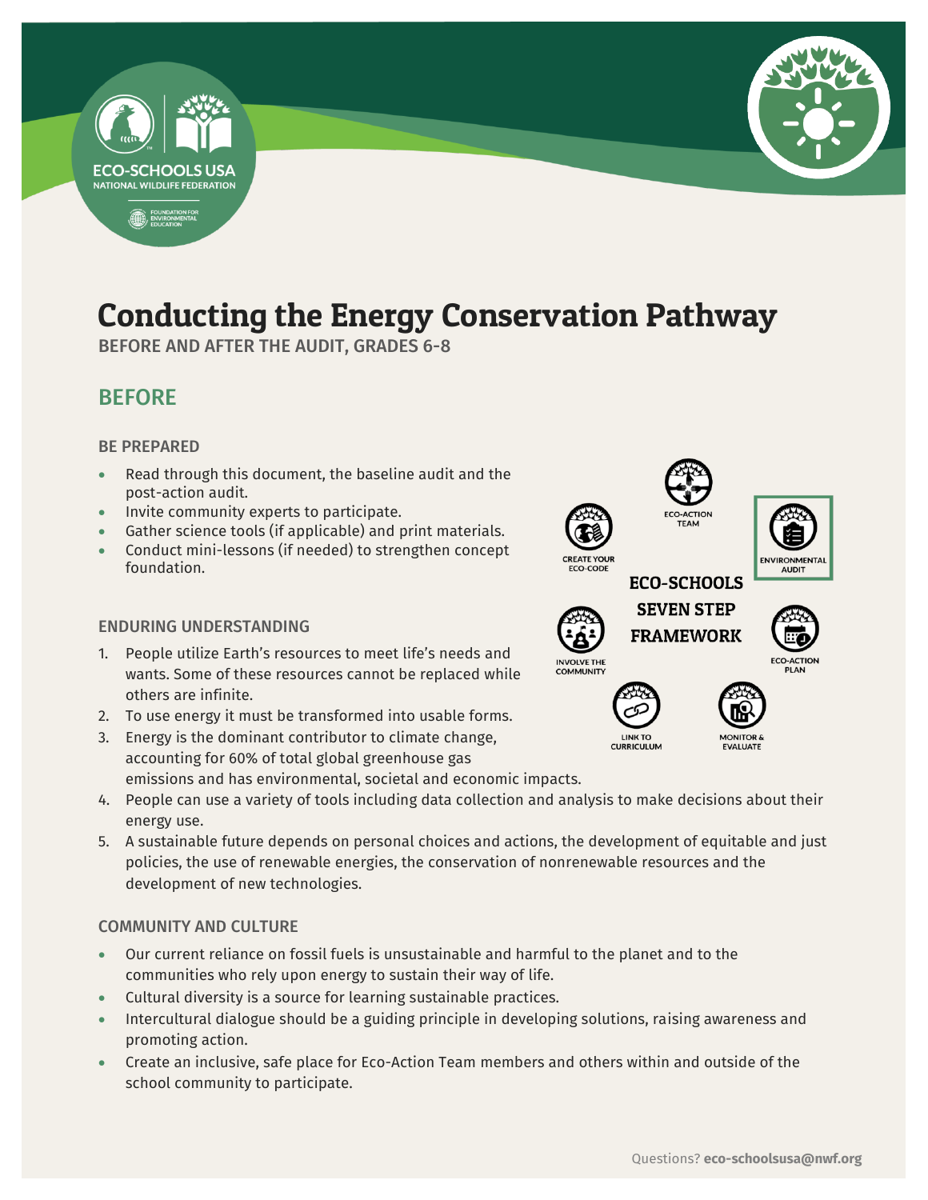# Conducting the Energy Conservation Pathway

BEFORE AND AFTER THE AUDIT, GRADES 6-8

## BEFORE

### BE PREPARED

- Read through this document, the baseline audit and the post-action audit.
- Invite community experts to participate.
- Gather science tools (if applicable) and print materials.
- Conduct mini-lessons (if needed) to strengthen concept foundation.

ECO-SCHOOLS SEVEN STEP FRAMEWORK: ECO-ACTION TEAM, ENVIRONMENTAL AUDIT, ECO-ACTION PLAN, MONITOR & EVALUATE, LINK TO CURRICULUM, INVOLVE THE COMMUNITY, CREATE YOUR ECO-CODE

### ENDURING UNDERSTANDING

1. People utilize Earth's resources to meet life's needs and wants. Some of these resources cannot be replaced while others are infinite.
2. To use energy it must be transformed into usable forms.
3. Energy is the dominant contributor to climate change, accounting for 60% of total global greenhouse gas emissions and has environmental, societal and economic impacts.
4. People can use a variety of tools including data collection and analysis to make decisions about their energy use.
5. A sustainable future depends on personal choices and actions, the development of equitable and just policies, the use of renewable energies, the conservation of nonrenewable resources and the development of new technologies.

### COMMUNITY AND CULTURE

- Our current reliance on fossil fuels is unsustainable and harmful to the planet and to the communities who rely upon energy to sustain their way of life.
- Cultural diversity is a source for learning sustainable practices.
- Intercultural dialogue should be a guiding principle in developing solutions, raising awareness and promoting action.
- Create an inclusive, safe place for Eco-Action Team members and others within and outside of the school community to participate.

Questions? **eco-schoolsusa@nwf.org**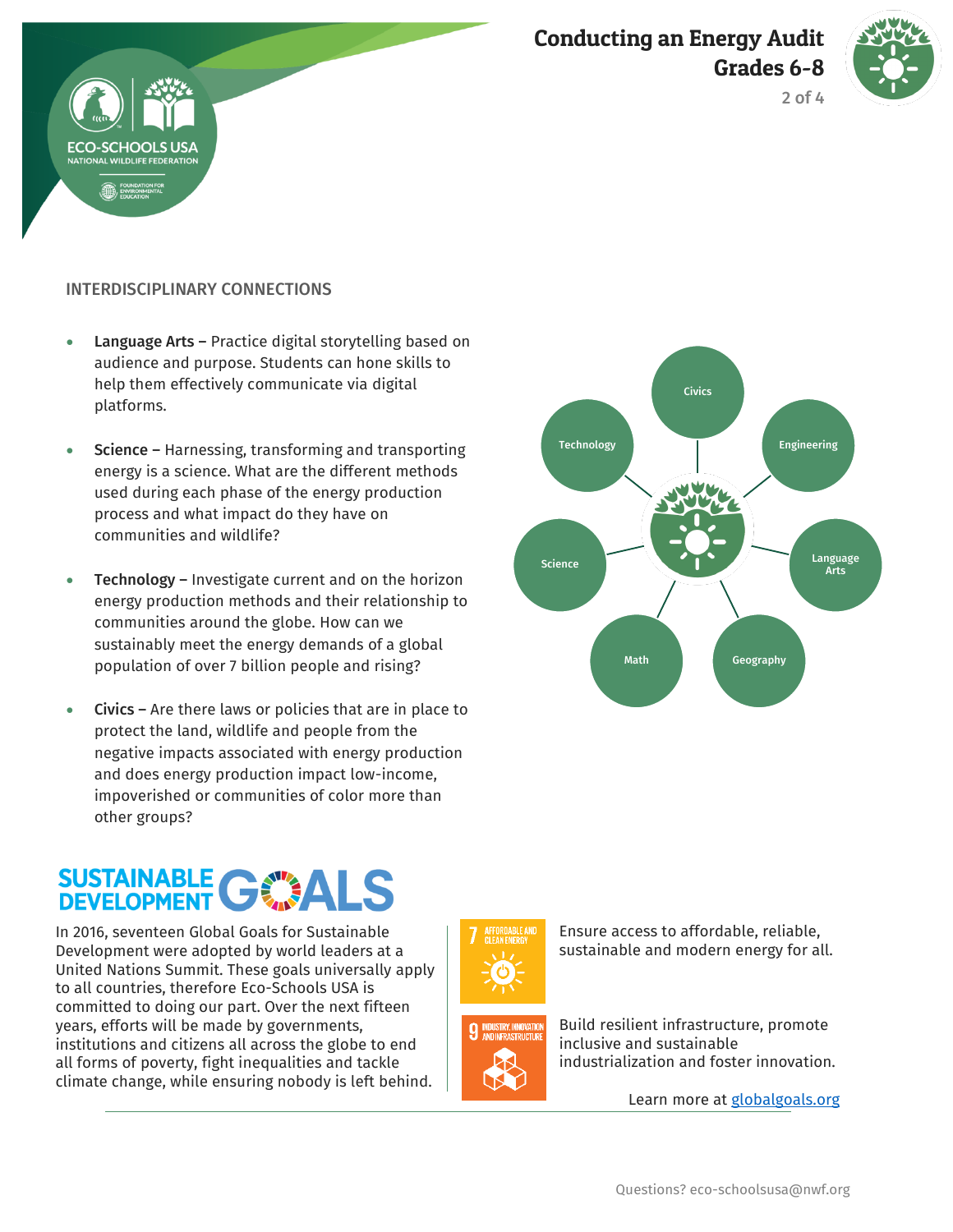## INTERDISCIPLINARY CONNECTIONS

- **Language Arts –** Practice digital storytelling based on audience and purpose. Students can hone skills to help them effectively communicate via digital platforms.
- **Science –** Harnessing, transforming and transporting energy is a science. What are the different methods used during each phase of the energy production process and what impact do they have on communities and wildlife?
- **Technology –** Investigate current and on the horizon energy production methods and their relationship to communities around the globe. How can we sustainably meet the energy demands of a global population of over 7 billion people and rising?
- **Civics –** Are there laws or policies that are in place to protect the land, wildlife and people from the negative impacts associated with energy production and does energy production impact low-income, impoverished or communities of color more than other groups?

Civics, Engineering, Language Arts, Geography, Math, Science, Technology

## SUSTAINABLE DEVELOPMENT GOALS

In 2016, seventeen Global Goals for Sustainable Development were adopted by world leaders at a United Nations Summit. These goals universally apply to all countries, therefore Eco-Schools USA is committed to doing our part. Over the next fifteen years, efforts will be made by governments, institutions and citizens all across the globe to end all forms of poverty, fight inequalities and tackle climate change, while ensuring nobody is left behind.

**7 AFFORDABLE AND CLEAN ENERGY** – Ensure access to affordable, reliable, sustainable and modern energy for all.

**9 INDUSTRY, INNOVATION AND INFRASTRUCTURE** – Build resilient infrastructure, promote inclusive and sustainable industrialization and foster innovation.

Learn more at [globalgoals.org](http://globalgoals.org)

Questions? eco-schoolsusa@nwf.org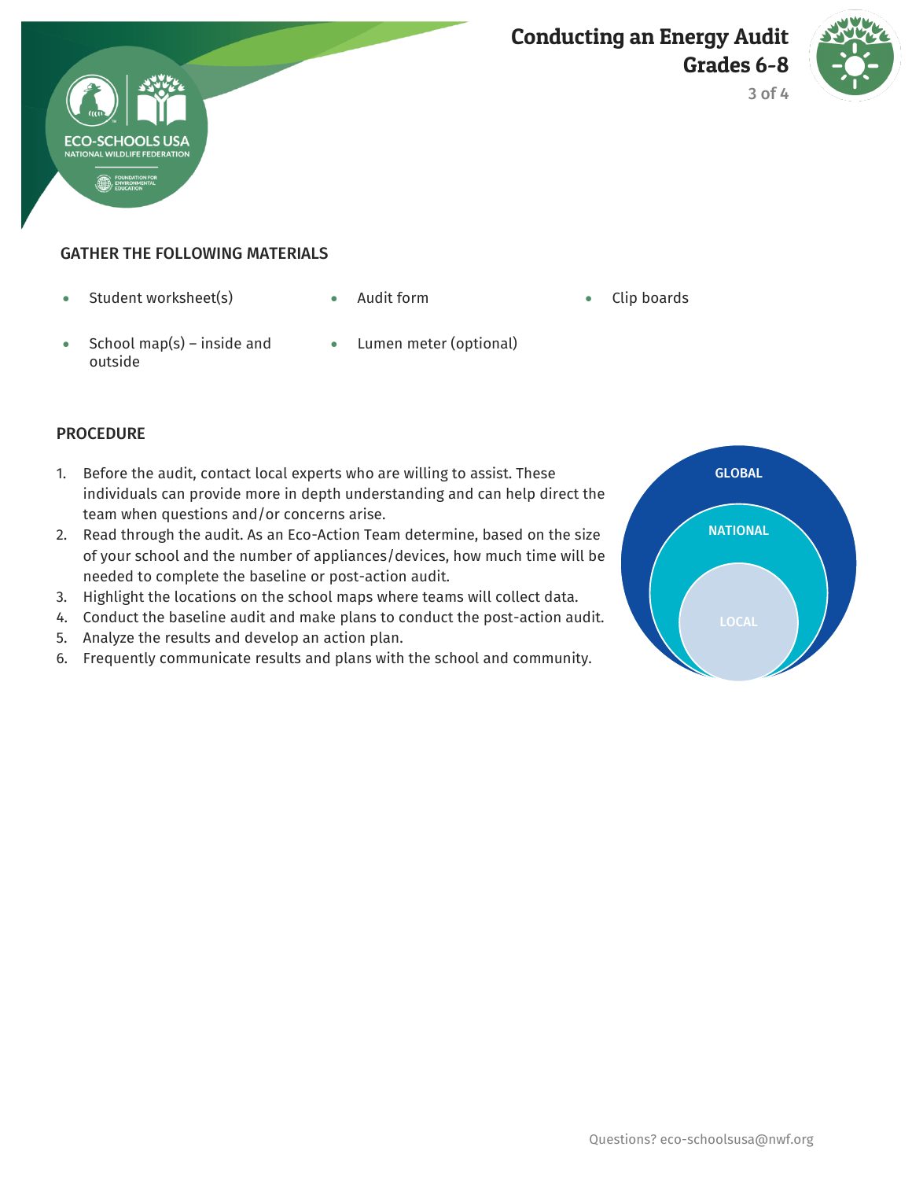## GATHER THE FOLLOWING MATERIALS

- Student worksheet(s)
- Audit form
- Clip boards
- School map(s) – inside and outside
- Lumen meter (optional)

## PROCEDURE

1. Before the audit, contact local experts who are willing to assist. These individuals can provide more in depth understanding and can help direct the team when questions and/or concerns arise.
2. Read through the audit. As an Eco-Action Team determine, based on the size of your school and the number of appliances/devices, how much time will be needed to complete the baseline or post-action audit.
3. Highlight the locations on the school maps where teams will collect data.
4. Conduct the baseline audit and make plans to conduct the post-action audit.
5. Analyze the results and develop an action plan.
6. Frequently communicate results and plans with the school and community.

GLOBAL

NATIONAL

LOCAL

Questions? eco-schoolsusa@nwf.org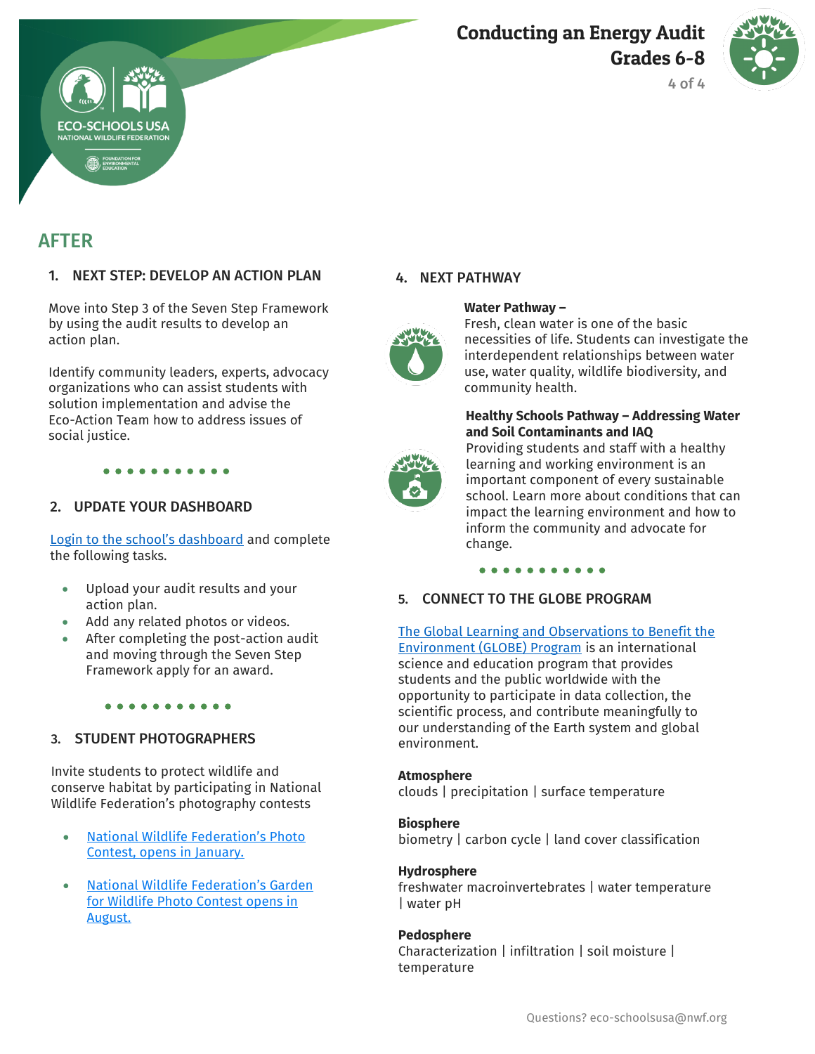# Conducting an Energy Audit Grades 6-8

## AFTER

### 1. NEXT STEP: DEVELOP AN ACTION PLAN

Move into Step 3 of the Seven Step Framework by using the audit results to develop an action plan.

Identify community leaders, experts, advocacy organizations who can assist students with solution implementation and advise the Eco-Action Team how to address issues of social justice.

### 2. UPDATE YOUR DASHBOARD

Login to the school's dashboard and complete the following tasks.

- Upload your audit results and your action plan.
- Add any related photos or videos.
- After completing the post-action audit and moving through the Seven Step Framework apply for an award.

### 3. STUDENT PHOTOGRAPHERS

Invite students to protect wildlife and conserve habitat by participating in National Wildlife Federation's photography contests

- National Wildlife Federation's Photo Contest, opens in January.
- National Wildlife Federation's Garden for Wildlife Photo Contest opens in August.

### 4. NEXT PATHWAY

**Water Pathway –**
Fresh, clean water is one of the basic necessities of life. Students can investigate the interdependent relationships between water use, water quality, wildlife biodiversity, and community health.

**Healthy Schools Pathway – Addressing Water and Soil Contaminants and IAQ**
Providing students and staff with a healthy learning and working environment is an important component of every sustainable school. Learn more about conditions that can impact the learning environment and how to inform the community and advocate for change.

### 5. CONNECT TO THE GLOBE PROGRAM

The Global Learning and Observations to Benefit the Environment (GLOBE) Program is an international science and education program that provides students and the public worldwide with the opportunity to participate in data collection, the scientific process, and contribute meaningfully to our understanding of the Earth system and global environment.

**Atmosphere**
clouds | precipitation | surface temperature

**Biosphere**
biometry | carbon cycle | land cover classification

**Hydrosphere**
freshwater macroinvertebrates | water temperature | water pH

**Pedosphere**
Characterization | infiltration | soil moisture | temperature

Questions? eco-schoolsusa@nwf.org